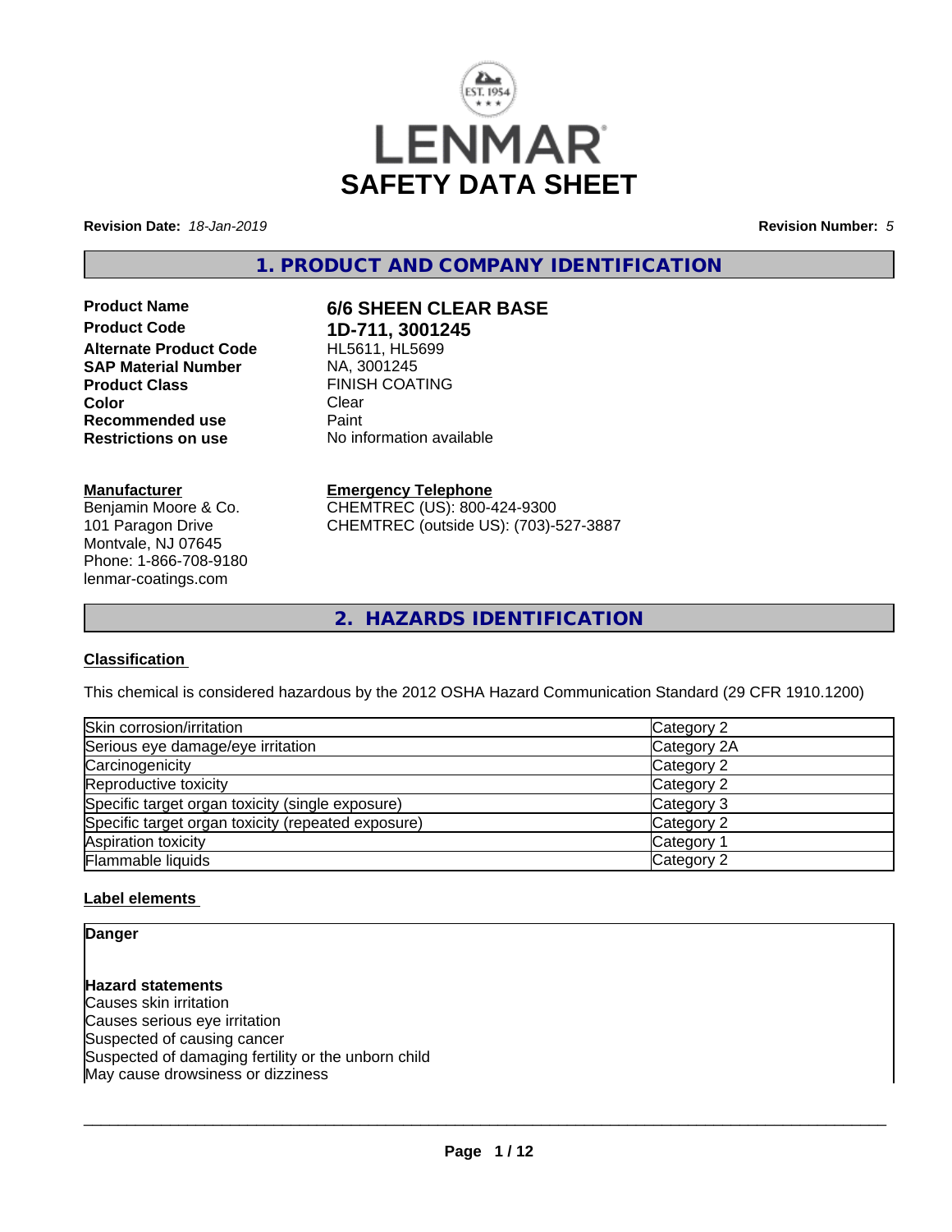# LENMAR
# SAFETY DATA SHEET

**Revision Date:** *18-Jan-2019* **Revision Number:** *5*

## 1. PRODUCT AND COMPANY IDENTIFICATION

| | |
|---|---|
| **Product Name** | **6/6 SHEEN CLEAR BASE** |
| **Product Code** | **1D-711, 3001245** |
| **Alternate Product Code** | HL5611, HL5699 |
| **SAP Material Number** | NA, 3001245 |
| **Product Class** | FINISH COATING |
| **Color** | Clear |
| **Recommended use** | Paint |
| **Restrictions on use** | No information available |

**Manufacturer**
Benjamin Moore & Co.
101 Paragon Drive
Montvale, NJ 07645
Phone: 1-866-708-9180
lenmar-coatings.com

**Emergency Telephone**
CHEMTREC (US): 800-424-9300
CHEMTREC (outside US): (703)-527-3887

## 2. HAZARDS IDENTIFICATION

**Classification**

This chemical is considered hazardous by the 2012 OSHA Hazard Communication Standard (29 CFR 1910.1200)

| | |
|---|---|
| Skin corrosion/irritation | Category 2 |
| Serious eye damage/eye irritation | Category 2A |
| Carcinogenicity | Category 2 |
| Reproductive toxicity | Category 2 |
| Specific target organ toxicity (single exposure) | Category 3 |
| Specific target organ toxicity (repeated exposure) | Category 2 |
| Aspiration toxicity | Category 1 |
| Flammable liquids | Category 2 |

**Label elements**

**Danger**

**Hazard statements**
Causes skin irritation
Causes serious eye irritation
Suspected of causing cancer
Suspected of damaging fertility or the unborn child
May cause drowsiness or dizziness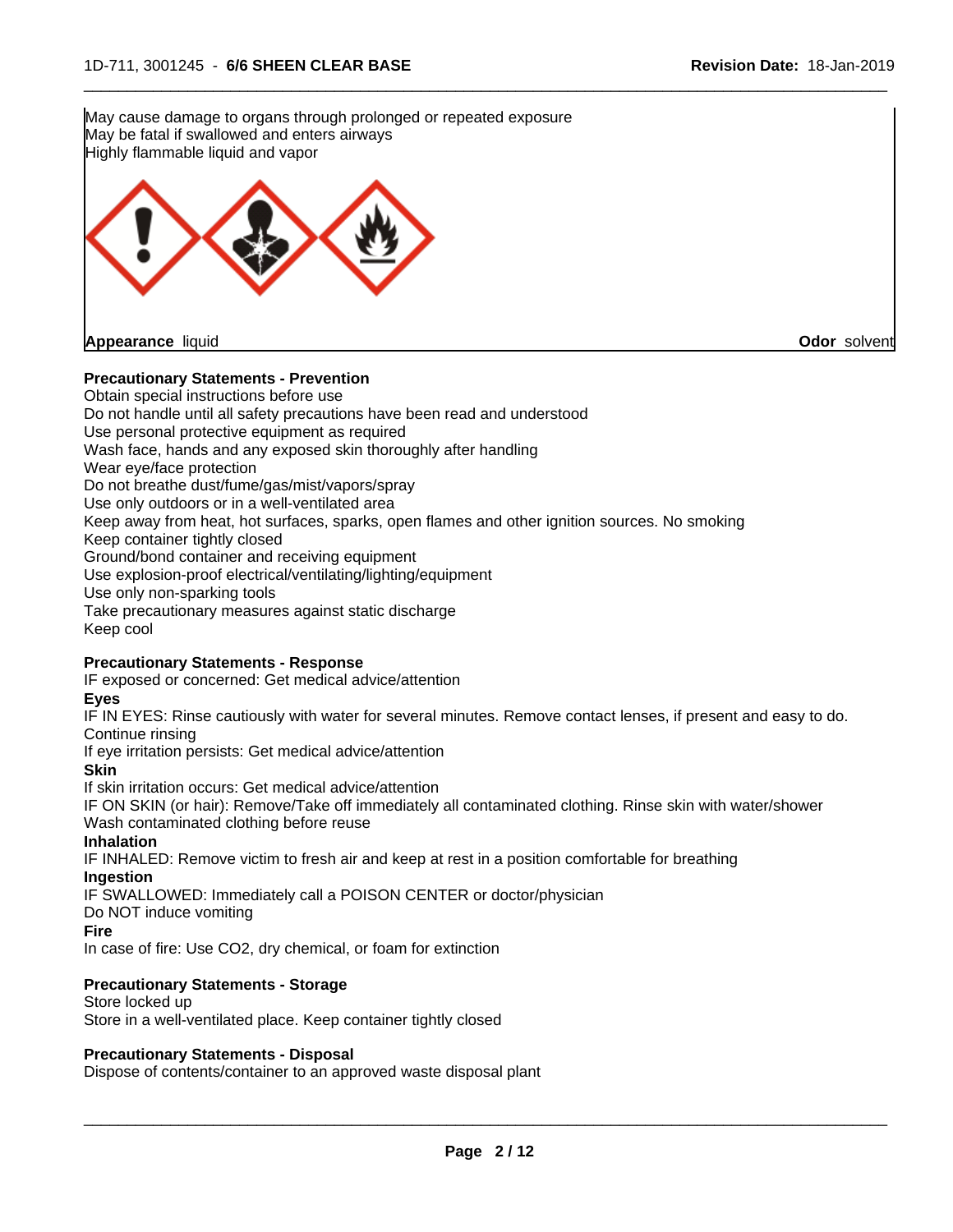May cause damage to organs through prolonged or repeated exposure
May be fatal if swallowed and enters airways
Highly flammable liquid and vapor

**Appearance** liquid **Odor** solvent

**Precautionary Statements - Prevention**

Obtain special instructions before use
Do not handle until all safety precautions have been read and understood
Use personal protective equipment as required
Wash face, hands and any exposed skin thoroughly after handling
Wear eye/face protection
Do not breathe dust/fume/gas/mist/vapors/spray
Use only outdoors or in a well-ventilated area
Keep away from heat, hot surfaces, sparks, open flames and other ignition sources. No smoking
Keep container tightly closed
Ground/bond container and receiving equipment
Use explosion-proof electrical/ventilating/lighting/equipment
Use only non-sparking tools
Take precautionary measures against static discharge
Keep cool

**Precautionary Statements - Response**

IF exposed or concerned: Get medical advice/attention

**Eyes**

IF IN EYES: Rinse cautiously with water for several minutes. Remove contact lenses, if present and easy to do. Continue rinsing
If eye irritation persists: Get medical advice/attention

**Skin**

If skin irritation occurs: Get medical advice/attention
IF ON SKIN (or hair): Remove/Take off immediately all contaminated clothing. Rinse skin with water/shower
Wash contaminated clothing before reuse

**Inhalation**

IF INHALED: Remove victim to fresh air and keep at rest in a position comfortable for breathing

**Ingestion**

IF SWALLOWED: Immediately call a POISON CENTER or doctor/physician
Do NOT induce vomiting

**Fire**

In case of fire: Use CO2, dry chemical, or foam for extinction

**Precautionary Statements - Storage**

Store locked up
Store in a well-ventilated place. Keep container tightly closed

**Precautionary Statements - Disposal**

Dispose of contents/container to an approved waste disposal plant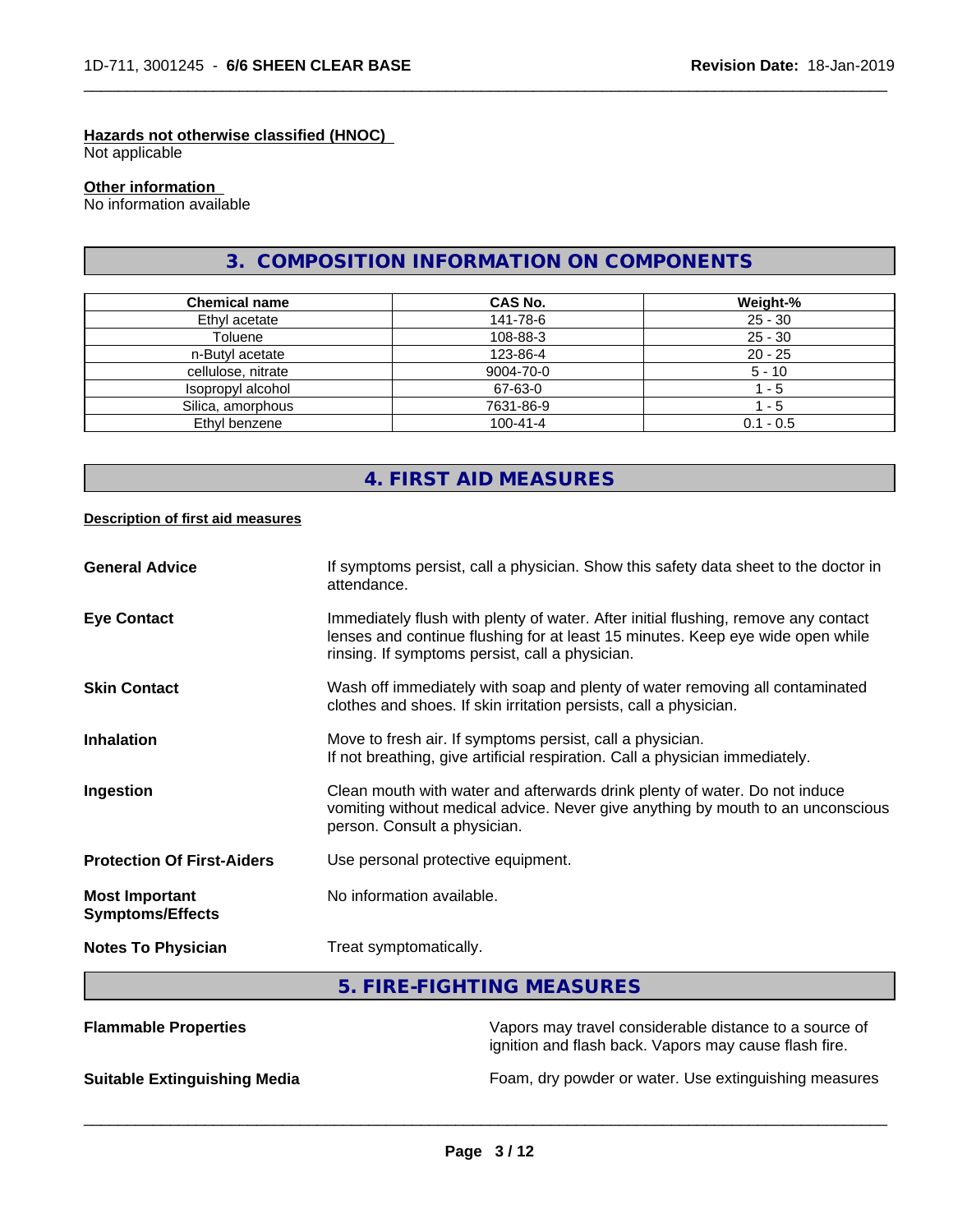#### Hazards not otherwise classified (HNOC)
Not applicable

#### Other information
No information available

## 3. COMPOSITION INFORMATION ON COMPONENTS

| Chemical name | CAS No. | Weight-% |
| --- | --- | --- |
| Ethyl acetate | 141-78-6 | 25 - 30 |
| Toluene | 108-88-3 | 25 - 30 |
| n-Butyl acetate | 123-86-4 | 20 - 25 |
| cellulose, nitrate | 9004-70-0 | 5 - 10 |
| Isopropyl alcohol | 67-63-0 | 1 - 5 |
| Silica, amorphous | 7631-86-9 | 1 - 5 |
| Ethyl benzene | 100-41-4 | 0.1 - 0.5 |

## 4. FIRST AID MEASURES

#### Description of first aid measures

**General Advice** If symptoms persist, call a physician. Show this safety data sheet to the doctor in attendance.

**Eye Contact** Immediately flush with plenty of water. After initial flushing, remove any contact lenses and continue flushing for at least 15 minutes. Keep eye wide open while rinsing. If symptoms persist, call a physician.

**Skin Contact** Wash off immediately with soap and plenty of water removing all contaminated clothes and shoes. If skin irritation persists, call a physician.

**Inhalation** Move to fresh air. If symptoms persist, call a physician.
If not breathing, give artificial respiration. Call a physician immediately.

**Ingestion** Clean mouth with water and afterwards drink plenty of water. Do not induce vomiting without medical advice. Never give anything by mouth to an unconscious person. Consult a physician.

**Protection Of First-Aiders** Use personal protective equipment.

**Most Important Symptoms/Effects** No information available.

**Notes To Physician** Treat symptomatically.

## 5. FIRE-FIGHTING MEASURES

**Flammable Properties** Vapors may travel considerable distance to a source of ignition and flash back. Vapors may cause flash fire.

**Suitable Extinguishing Media** Foam, dry powder or water. Use extinguishing measures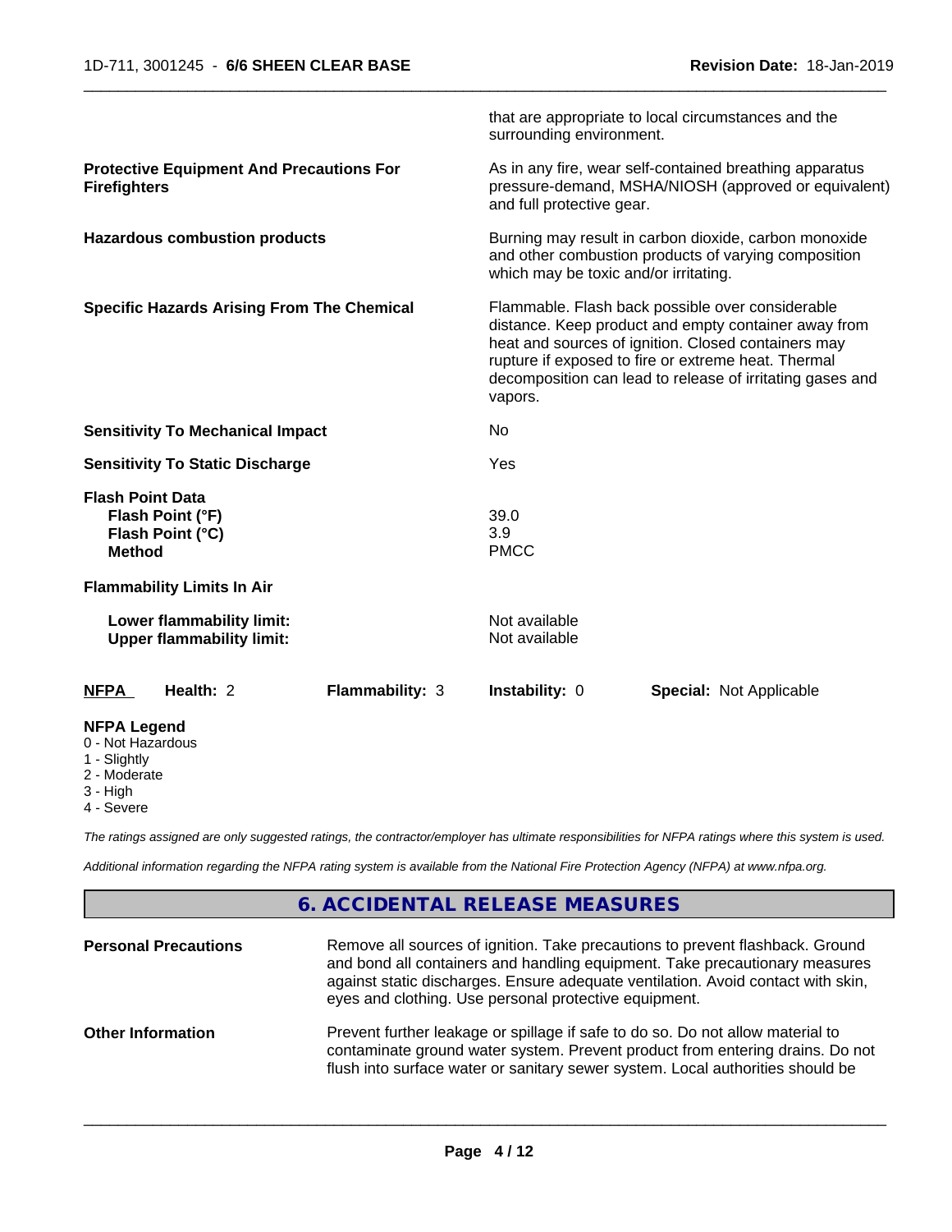that are appropriate to local circumstances and the surrounding environment.

**Protective Equipment And Precautions For Firefighters**
As in any fire, wear self-contained breathing apparatus pressure-demand, MSHA/NIOSH (approved or equivalent) and full protective gear.

**Hazardous combustion products**
Burning may result in carbon dioxide, carbon monoxide and other combustion products of varying composition which may be toxic and/or irritating.

**Specific Hazards Arising From The Chemical**
Flammable. Flash back possible over considerable distance. Keep product and empty container away from heat and sources of ignition. Closed containers may rupture if exposed to fire or extreme heat. Thermal decomposition can lead to release of irritating gases and vapors.

**Sensitivity To Mechanical Impact** No

**Sensitivity To Static Discharge** Yes

**Flash Point Data**

| | |
|---|---|
| **Flash Point (°F)** | 39.0 |
| **Flash Point (°C)** | 3.9 |
| **Method** | PMCC |

**Flammability Limits In Air**

| | |
|---|---|
| **Lower flammability limit:** | Not available |
| **Upper flammability limit:** | Not available |

| **NFPA** | **Health:** 2 | **Flammability:** 3 | **Instability:** 0 | **Special:** Not Applicable |
|---|---|---|---|---|

**NFPA Legend**
- 0 - Not Hazardous
- 1 - Slightly
- 2 - Moderate
- 3 - High
- 4 - Severe

*The ratings assigned are only suggested ratings, the contractor/employer has ultimate responsibilities for NFPA ratings where this system is used.*

*Additional information regarding the NFPA rating system is available from the National Fire Protection Agency (NFPA) at www.nfpa.org.*

## 6. ACCIDENTAL RELEASE MEASURES

**Personal Precautions**
Remove all sources of ignition. Take precautions to prevent flashback. Ground and bond all containers and handling equipment. Take precautionary measures against static discharges. Ensure adequate ventilation. Avoid contact with skin, eyes and clothing. Use personal protective equipment.

**Other Information**
Prevent further leakage or spillage if safe to do so. Do not allow material to contaminate ground water system. Prevent product from entering drains. Do not flush into surface water or sanitary sewer system. Local authorities should be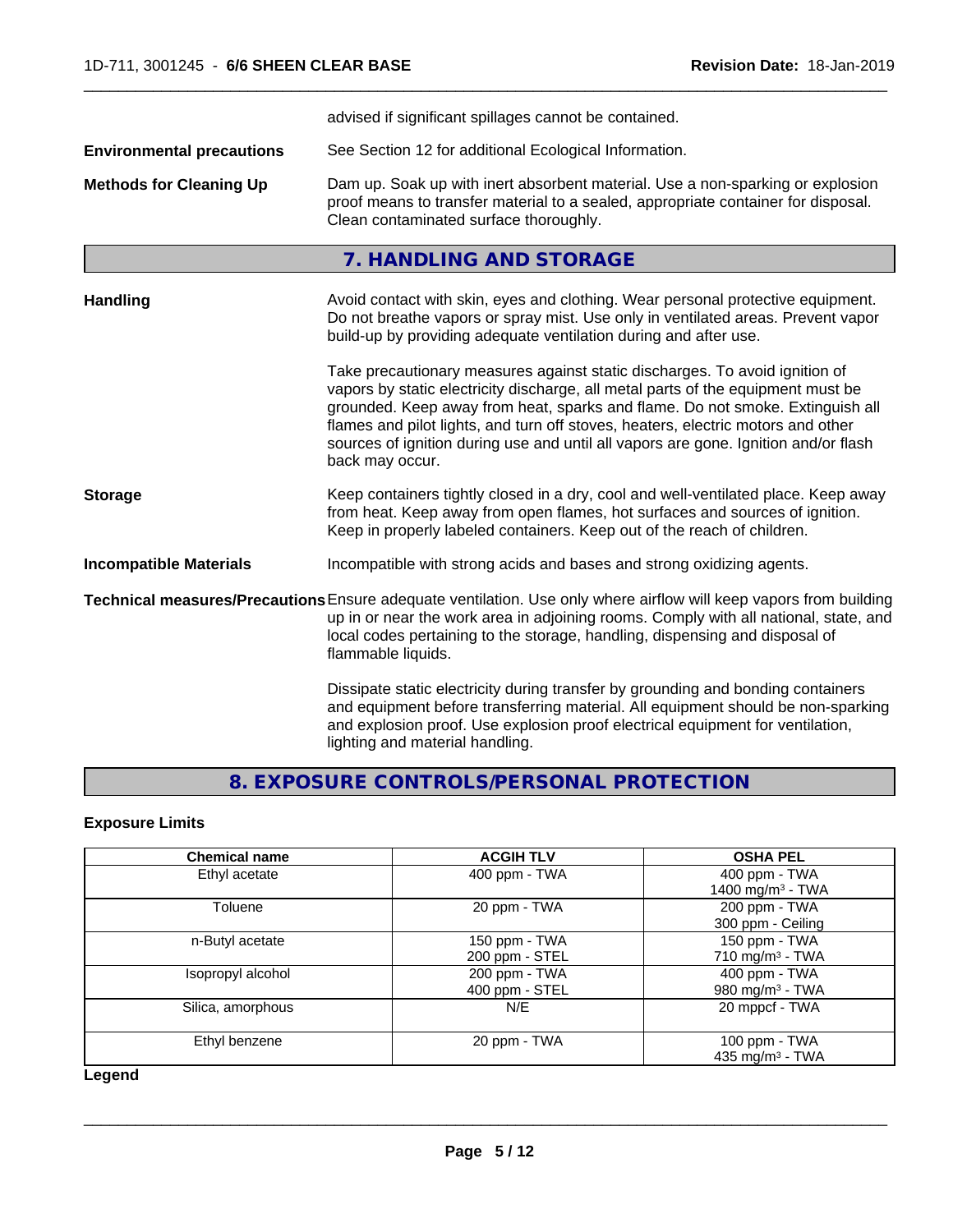advised if significant spillages cannot be contained.

**Environmental precautions** See Section 12 for additional Ecological Information.

**Methods for Cleaning Up** Dam up. Soak up with inert absorbent material. Use a non-sparking or explosion proof means to transfer material to a sealed, appropriate container for disposal. Clean contaminated surface thoroughly.

## 7. HANDLING AND STORAGE

**Handling** Avoid contact with skin, eyes and clothing. Wear personal protective equipment. Do not breathe vapors or spray mist. Use only in ventilated areas. Prevent vapor build-up by providing adequate ventilation during and after use.

Take precautionary measures against static discharges. To avoid ignition of vapors by static electricity discharge, all metal parts of the equipment must be grounded. Keep away from heat, sparks and flame. Do not smoke. Extinguish all flames and pilot lights, and turn off stoves, heaters, electric motors and other sources of ignition during use and until all vapors are gone. Ignition and/or flash back may occur.

**Storage** Keep containers tightly closed in a dry, cool and well-ventilated place. Keep away from heat. Keep away from open flames, hot surfaces and sources of ignition. Keep in properly labeled containers. Keep out of the reach of children.

**Incompatible Materials** Incompatible with strong acids and bases and strong oxidizing agents.

**Technical measures/Precautions** Ensure adequate ventilation. Use only where airflow will keep vapors from building up in or near the work area in adjoining rooms. Comply with all national, state, and local codes pertaining to the storage, handling, dispensing and disposal of flammable liquids.

Dissipate static electricity during transfer by grounding and bonding containers and equipment before transferring material. All equipment should be non-sparking and explosion proof. Use explosion proof electrical equipment for ventilation, lighting and material handling.

## 8. EXPOSURE CONTROLS/PERSONAL PROTECTION

### Exposure Limits

| Chemical name | ACGIH TLV | OSHA PEL |
|---|---|---|
| Ethyl acetate | 400 ppm - TWA | 400 ppm - TWA<br>1400 mg/m³ - TWA |
| Toluene | 20 ppm - TWA | 200 ppm - TWA<br>300 ppm - Ceiling |
| n-Butyl acetate | 150 ppm - TWA<br>200 ppm - STEL | 150 ppm - TWA<br>710 mg/m³ - TWA |
| Isopropyl alcohol | 200 ppm - TWA<br>400 ppm - STEL | 400 ppm - TWA<br>980 mg/m³ - TWA |
| Silica, amorphous | N/E | 20 mppcf - TWA |
| Ethyl benzene | 20 ppm - TWA | 100 ppm - TWA<br>435 mg/m³ - TWA |

**Legend**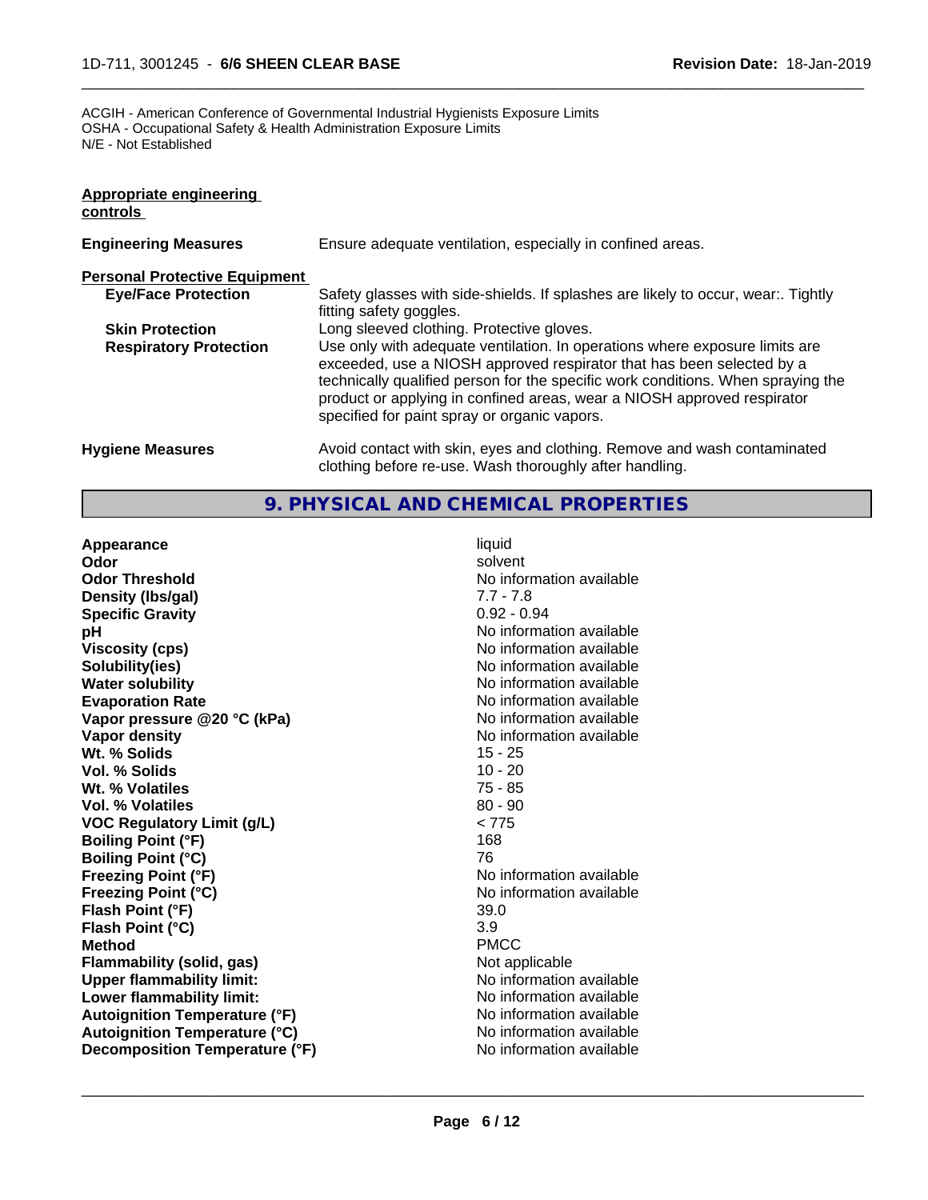ACGIH - American Conference of Governmental Industrial Hygienists Exposure Limits
OSHA - Occupational Safety & Health Administration Exposure Limits
N/E - Not Established

**Appropriate engineering controls**

| | |
|---|---|
| **Engineering Measures** | Ensure adequate ventilation, especially in confined areas. |

**Personal Protective Equipment**

| | |
|---|---|
| **Eye/Face Protection** | Safety glasses with side-shields. If splashes are likely to occur, wear:. Tightly fitting safety goggles. |
| **Skin Protection** | Long sleeved clothing. Protective gloves. |
| **Respiratory Protection** | Use only with adequate ventilation. In operations where exposure limits are exceeded, use a NIOSH approved respirator that has been selected by a technically qualified person for the specific work conditions. When spraying the product or applying in confined areas, wear a NIOSH approved respirator specified for paint spray or organic vapors. |
| **Hygiene Measures** | Avoid contact with skin, eyes and clothing. Remove and wash contaminated clothing before re-use. Wash thoroughly after handling. |

## 9. PHYSICAL AND CHEMICAL PROPERTIES

| | |
|---|---|
| **Appearance** | liquid |
| **Odor** | solvent |
| **Odor Threshold** | No information available |
| **Density (lbs/gal)** | 7.7 - 7.8 |
| **Specific Gravity** | 0.92 - 0.94 |
| **pH** | No information available |
| **Viscosity (cps)** | No information available |
| **Solubility(ies)** | No information available |
| **Water solubility** | No information available |
| **Evaporation Rate** | No information available |
| **Vapor pressure @20 °C (kPa)** | No information available |
| **Vapor density** | No information available |
| **Wt. % Solids** | 15 - 25 |
| **Vol. % Solids** | 10 - 20 |
| **Wt. % Volatiles** | 75 - 85 |
| **Vol. % Volatiles** | 80 - 90 |
| **VOC Regulatory Limit (g/L)** | < 775 |
| **Boiling Point (°F)** | 168 |
| **Boiling Point (°C)** | 76 |
| **Freezing Point (°F)** | No information available |
| **Freezing Point (°C)** | No information available |
| **Flash Point (°F)** | 39.0 |
| **Flash Point (°C)** | 3.9 |
| **Method** | PMCC |
| **Flammability (solid, gas)** | Not applicable |
| **Upper flammability limit:** | No information available |
| **Lower flammability limit:** | No information available |
| **Autoignition Temperature (°F)** | No information available |
| **Autoignition Temperature (°C)** | No information available |
| **Decomposition Temperature (°F)** | No information available |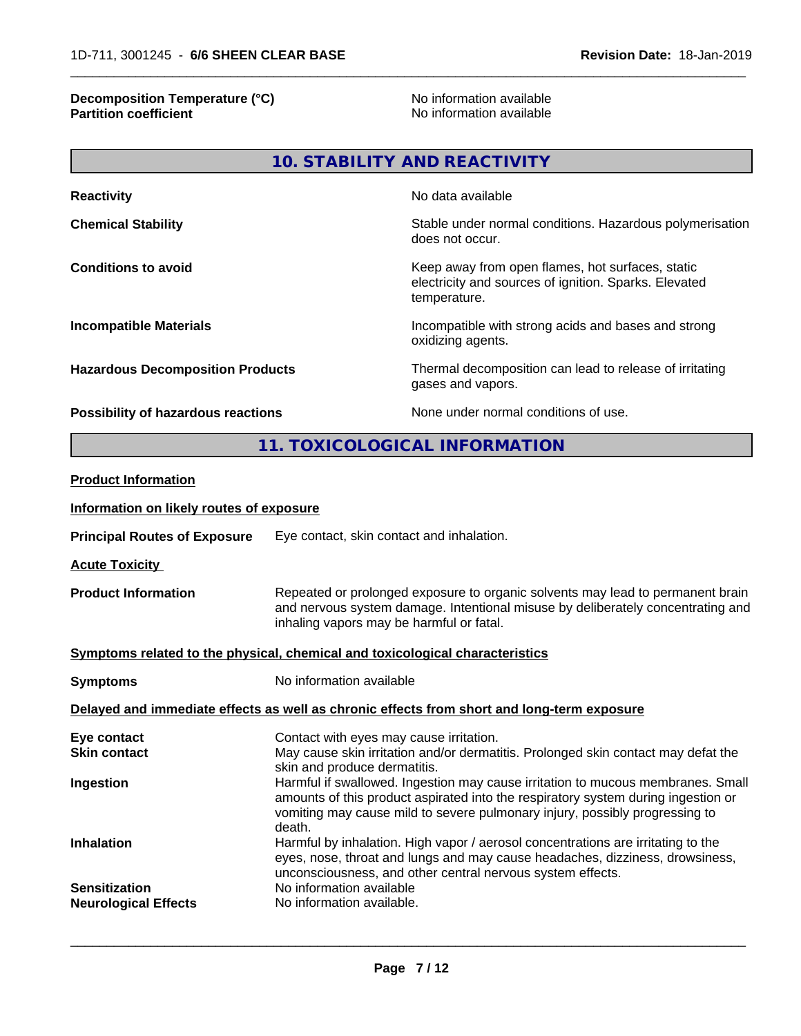| | |
|---|---|
| **Decomposition Temperature (°C)** | No information available |
| **Partition coefficient** | No information available |

## 10. STABILITY AND REACTIVITY

| | |
|---|---|
| **Reactivity** | No data available |
| **Chemical Stability** | Stable under normal conditions. Hazardous polymerisation does not occur. |
| **Conditions to avoid** | Keep away from open flames, hot surfaces, static electricity and sources of ignition. Sparks. Elevated temperature. |
| **Incompatible Materials** | Incompatible with strong acids and bases and strong oxidizing agents. |
| **Hazardous Decomposition Products** | Thermal decomposition can lead to release of irritating gases and vapors. |
| **Possibility of hazardous reactions** | None under normal conditions of use. |

## 11. TOXICOLOGICAL INFORMATION

**Product Information**

**Information on likely routes of exposure**

**Principal Routes of Exposure** Eye contact, skin contact and inhalation.

**Acute Toxicity**

**Product Information** Repeated or prolonged exposure to organic solvents may lead to permanent brain and nervous system damage. Intentional misuse by deliberately concentrating and inhaling vapors may be harmful or fatal.

**Symptoms related to the physical, chemical and toxicological characteristics**

**Symptoms** No information available

**Delayed and immediate effects as well as chronic effects from short and long-term exposure**

| | |
|---|---|
| **Eye contact** | Contact with eyes may cause irritation. |
| **Skin contact** | May cause skin irritation and/or dermatitis. Prolonged skin contact may defat the skin and produce dermatitis. |
| **Ingestion** | Harmful if swallowed. Ingestion may cause irritation to mucous membranes. Small amounts of this product aspirated into the respiratory system during ingestion or vomiting may cause mild to severe pulmonary injury, possibly progressing to death. |
| **Inhalation** | Harmful by inhalation. High vapor / aerosol concentrations are irritating to the eyes, nose, throat and lungs and may cause headaches, dizziness, drowsiness, unconsciousness, and other central nervous system effects. |
| **Sensitization** | No information available |
| **Neurological Effects** | No information available. |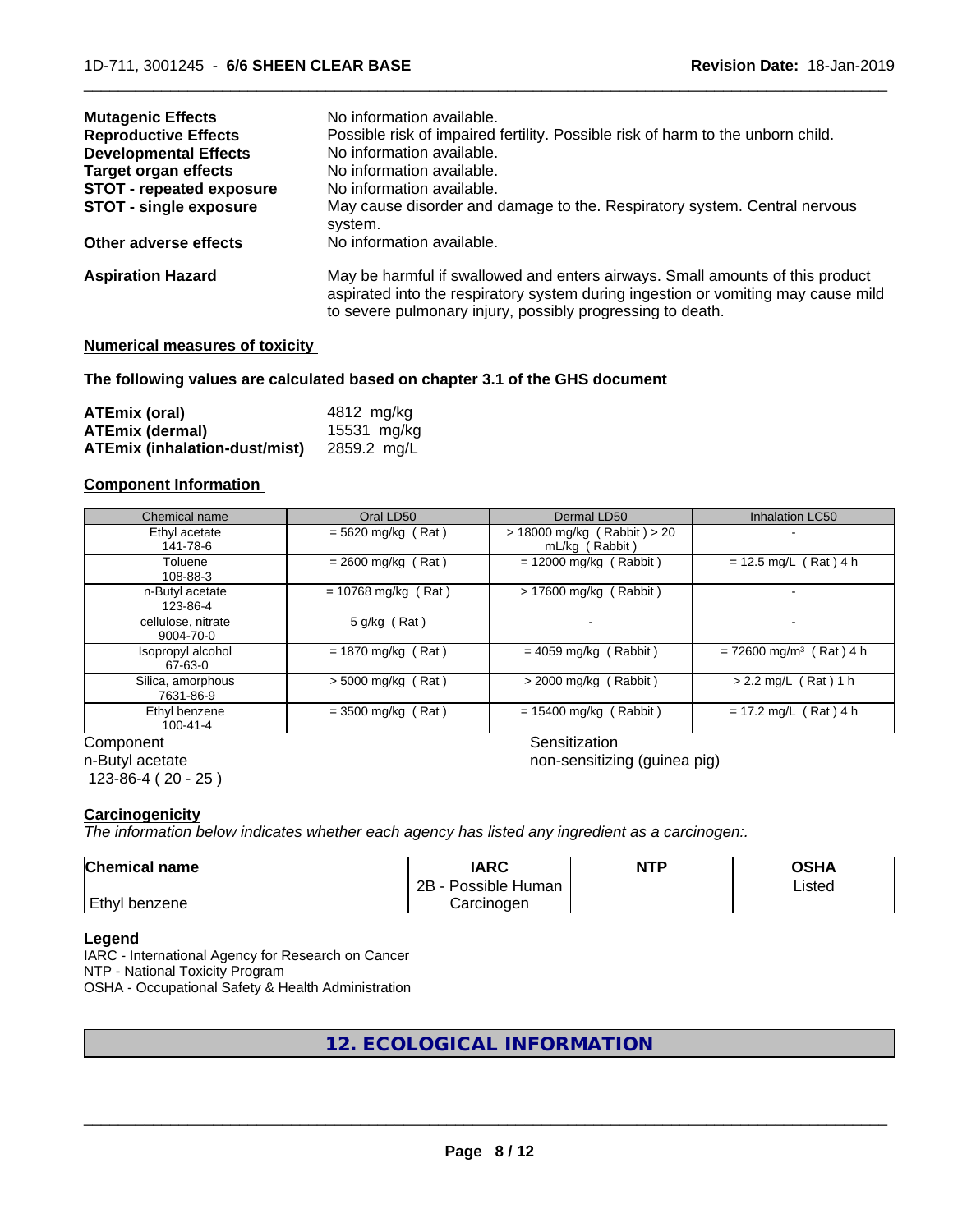| | |
|---|---|
| **Mutagenic Effects** | No information available. |
| **Reproductive Effects** | Possible risk of impaired fertility. Possible risk of harm to the unborn child. |
| **Developmental Effects** | No information available. |
| **Target organ effects** | No information available. |
| **STOT - repeated exposure** | No information available. |
| **STOT - single exposure** | May cause disorder and damage to the. Respiratory system. Central nervous system. |
| **Other adverse effects** | No information available. |
| **Aspiration Hazard** | May be harmful if swallowed and enters airways. Small amounts of this product aspirated into the respiratory system during ingestion or vomiting may cause mild to severe pulmonary injury, possibly progressing to death. |

**Numerical measures of toxicity**

**The following values are calculated based on chapter 3.1 of the GHS document**

| | |
|---|---|
| **ATEmix (oral)** | 4812 mg/kg |
| **ATEmix (dermal)** | 15531 mg/kg |
| **ATEmix (inhalation-dust/mist)** | 2859.2 mg/L |

**Component Information**

| Chemical name | Oral LD50 | Dermal LD50 | Inhalation LC50 |
|---|---|---|---|
| Ethyl acetate 141-78-6 | = 5620 mg/kg ( Rat ) | > 18000 mg/kg ( Rabbit ) > 20 mL/kg ( Rabbit ) | - |
| Toluene 108-88-3 | = 2600 mg/kg ( Rat ) | = 12000 mg/kg ( Rabbit ) | = 12.5 mg/L ( Rat ) 4 h |
| n-Butyl acetate 123-86-4 | = 10768 mg/kg ( Rat ) | > 17600 mg/kg ( Rabbit ) | - |
| cellulose, nitrate 9004-70-0 | 5 g/kg ( Rat ) | - | - |
| Isopropyl alcohol 67-63-0 | = 1870 mg/kg ( Rat ) | = 4059 mg/kg ( Rabbit ) | = 72600 mg/m³ ( Rat ) 4 h |
| Silica, amorphous 7631-86-9 | > 5000 mg/kg ( Rat ) | > 2000 mg/kg ( Rabbit ) | > 2.2 mg/L ( Rat ) 1 h |
| Ethyl benzene 100-41-4 | = 3500 mg/kg ( Rat ) | = 15400 mg/kg ( Rabbit ) | = 17.2 mg/L ( Rat ) 4 h |

| Component | Sensitization |
|---|---|
| n-Butyl acetate 123-86-4 ( 20 - 25 ) | non-sensitizing (guinea pig) |

**Carcinogenicity**

*The information below indicates whether each agency has listed any ingredient as a carcinogen:.*

| Chemical name | IARC | NTP | OSHA |
|---|---|---|---|
| Ethyl benzene | 2B - Possible Human Carcinogen | | Listed |

**Legend**

IARC - International Agency for Research on Cancer
NTP - National Toxicity Program
OSHA - Occupational Safety & Health Administration

## 12. ECOLOGICAL INFORMATION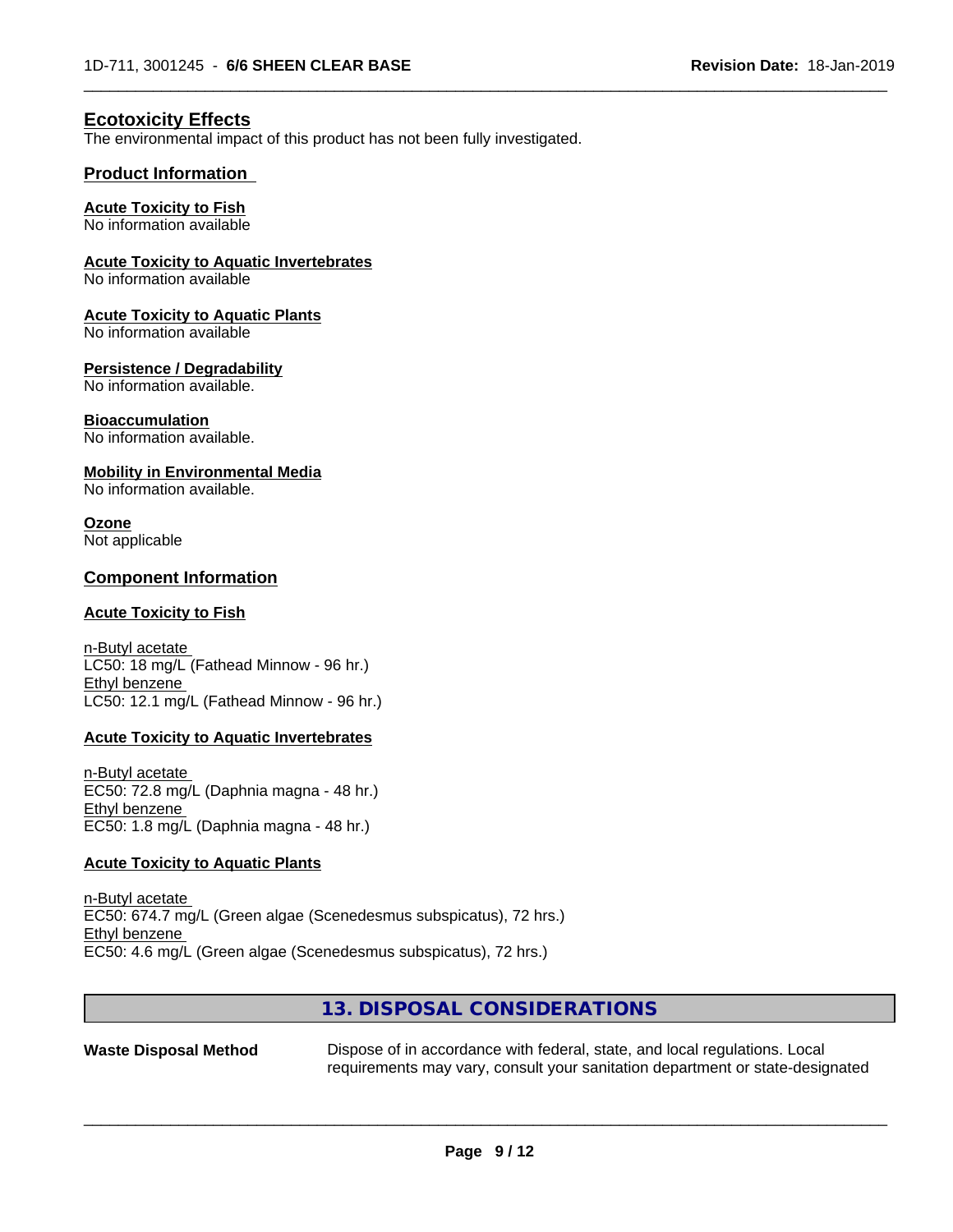## Ecotoxicity Effects

The environmental impact of this product has not been fully investigated.

### Product Information

**Acute Toxicity to Fish**
No information available

**Acute Toxicity to Aquatic Invertebrates**
No information available

**Acute Toxicity to Aquatic Plants**
No information available

**Persistence / Degradability**
No information available.

**Bioaccumulation**
No information available.

**Mobility in Environmental Media**
No information available.

**Ozone**
Not applicable

### Component Information

**Acute Toxicity to Fish**

n-Butyl acetate
LC50: 18 mg/L (Fathead Minnow - 96 hr.)
Ethyl benzene
LC50: 12.1 mg/L (Fathead Minnow - 96 hr.)

**Acute Toxicity to Aquatic Invertebrates**

n-Butyl acetate
EC50: 72.8 mg/L (Daphnia magna - 48 hr.)
Ethyl benzene
EC50: 1.8 mg/L (Daphnia magna - 48 hr.)

**Acute Toxicity to Aquatic Plants**

n-Butyl acetate
EC50: 674.7 mg/L (Green algae (Scenedesmus subspicatus), 72 hrs.)
Ethyl benzene
EC50: 4.6 mg/L (Green algae (Scenedesmus subspicatus), 72 hrs.)

## 13. DISPOSAL CONSIDERATIONS

**Waste Disposal Method** Dispose of in accordance with federal, state, and local regulations. Local requirements may vary, consult your sanitation department or state-designated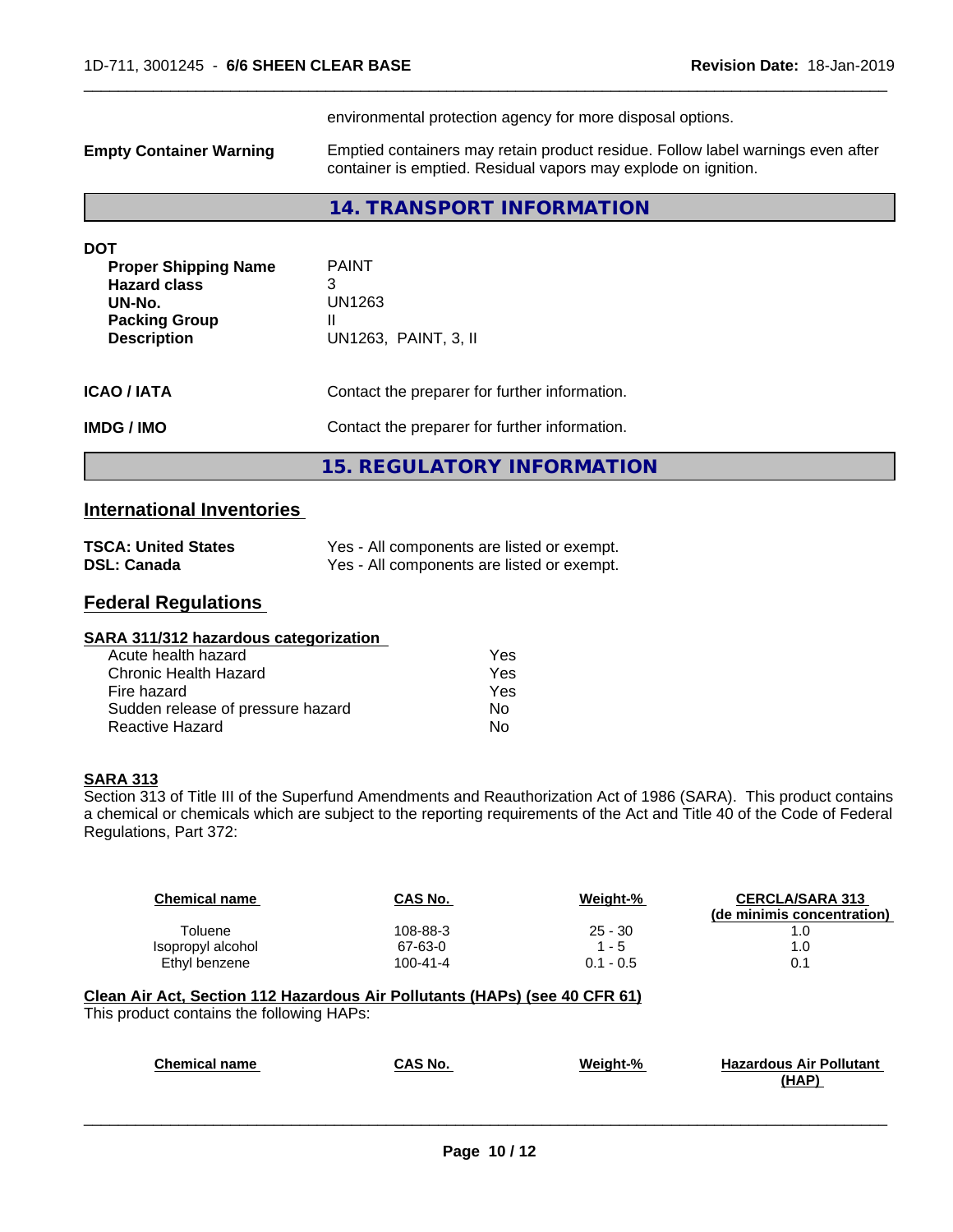environmental protection agency for more disposal options.

**Empty Container Warning** Emptied containers may retain product residue. Follow label warnings even after container is emptied. Residual vapors may explode on ignition.

## 14. TRANSPORT INFORMATION

**DOT**

| | |
|---|---|
| **Proper Shipping Name** | PAINT |
| **Hazard class** | 3 |
| **UN-No.** | UN1263 |
| **Packing Group** | II |
| **Description** | UN1263, PAINT, 3, II |

**ICAO / IATA** Contact the preparer for further information.

**IMDG / IMO** Contact the preparer for further information.

## 15. REGULATORY INFORMATION

### International Inventories

| | |
|---|---|
| **TSCA: United States** | Yes - All components are listed or exempt. |
| **DSL: Canada** | Yes - All components are listed or exempt. |

### Federal Regulations

**SARA 311/312 hazardous categorization**

| | |
|---|---|
| Acute health hazard | Yes |
| Chronic Health Hazard | Yes |
| Fire hazard | Yes |
| Sudden release of pressure hazard | No |
| Reactive Hazard | No |

**SARA 313**

Section 313 of Title III of the Superfund Amendments and Reauthorization Act of 1986 (SARA). This product contains a chemical or chemicals which are subject to the reporting requirements of the Act and Title 40 of the Code of Federal Regulations, Part 372:

| Chemical name | CAS No. | Weight-% | CERCLA/SARA 313 (de minimis concentration) |
|---|---|---|---|
| Toluene | 108-88-3 | 25 - 30 | 1.0 |
| Isopropyl alcohol | 67-63-0 | 1 - 5 | 1.0 |
| Ethyl benzene | 100-41-4 | 0.1 - 0.5 | 0.1 |

**Clean Air Act, Section 112 Hazardous Air Pollutants (HAPs) (see 40 CFR 61)**

This product contains the following HAPs:

| Chemical name | CAS No. | Weight-% | Hazardous Air Pollutant (HAP) |
|---|---|---|---|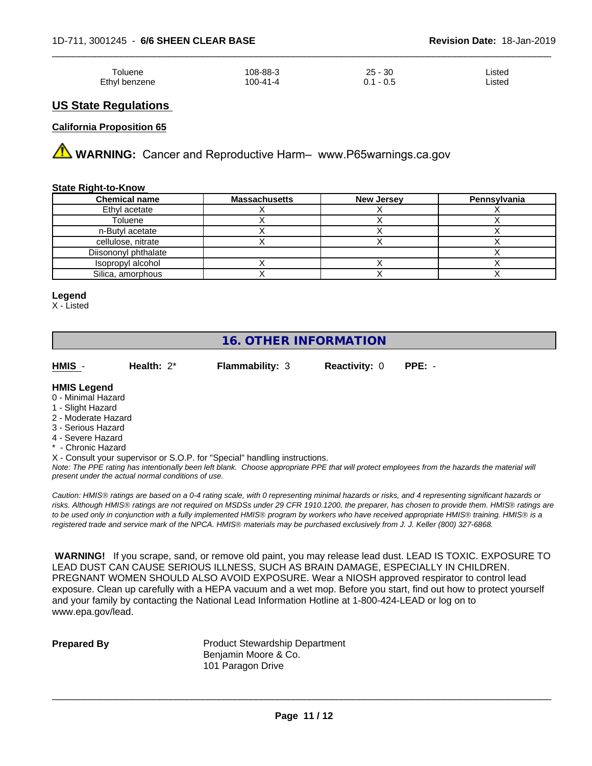| | | | |
|---|---|---|---|
| Toluene | 108-88-3 | 25 - 30 | Listed |
| Ethyl benzene | 100-41-4 | 0.1 - 0.5 | Listed |

## US State Regulations

**California Proposition 65**

⚠ **WARNING:** Cancer and Reproductive Harm– www.P65warnings.ca.gov

**State Right-to-Know**

| Chemical name | Massachusetts | New Jersey | Pennsylvania |
|---|---|---|---|
| Ethyl acetate | X | X | X |
| Toluene | X | X | X |
| n-Butyl acetate | X | X | X |
| cellulose, nitrate | X | X | X |
| Diisononyl phthalate | | | X |
| Isopropyl alcohol | X | X | X |
| Silica, amorphous | X | X | X |

**Legend**
X - Listed

## 16. OTHER INFORMATION

**HMIS** - **Health:** 2* **Flammability:** 3 **Reactivity:** 0 **PPE:** -

**HMIS Legend**
0 - Minimal Hazard
1 - Slight Hazard
2 - Moderate Hazard
3 - Serious Hazard
4 - Severe Hazard
* - Chronic Hazard
X - Consult your supervisor or S.O.P. for "Special" handling instructions.

*Note: The PPE rating has intentionally been left blank. Choose appropriate PPE that will protect employees from the hazards the material will present under the actual normal conditions of use.*

*Caution: HMIS® ratings are based on a 0-4 rating scale, with 0 representing minimal hazards or risks, and 4 representing significant hazards or risks. Although HMIS® ratings are not required on MSDSs under 29 CFR 1910.1200, the preparer, has chosen to provide them. HMIS® ratings are to be used only in conjunction with a fully implemented HMIS® program by workers who have received appropriate HMIS® training. HMIS® is a registered trade and service mark of the NPCA. HMIS® materials may be purchased exclusively from J. J. Keller (800) 327-6868.*

**WARNING!** If you scrape, sand, or remove old paint, you may release lead dust. LEAD IS TOXIC. EXPOSURE TO LEAD DUST CAN CAUSE SERIOUS ILLNESS, SUCH AS BRAIN DAMAGE, ESPECIALLY IN CHILDREN. PREGNANT WOMEN SHOULD ALSO AVOID EXPOSURE. Wear a NIOSH approved respirator to control lead exposure. Clean up carefully with a HEPA vacuum and a wet mop. Before you start, find out how to protect yourself and your family by contacting the National Lead Information Hotline at 1-800-424-LEAD or log on to www.epa.gov/lead.

**Prepared By**
Product Stewardship Department
Benjamin Moore & Co.
101 Paragon Drive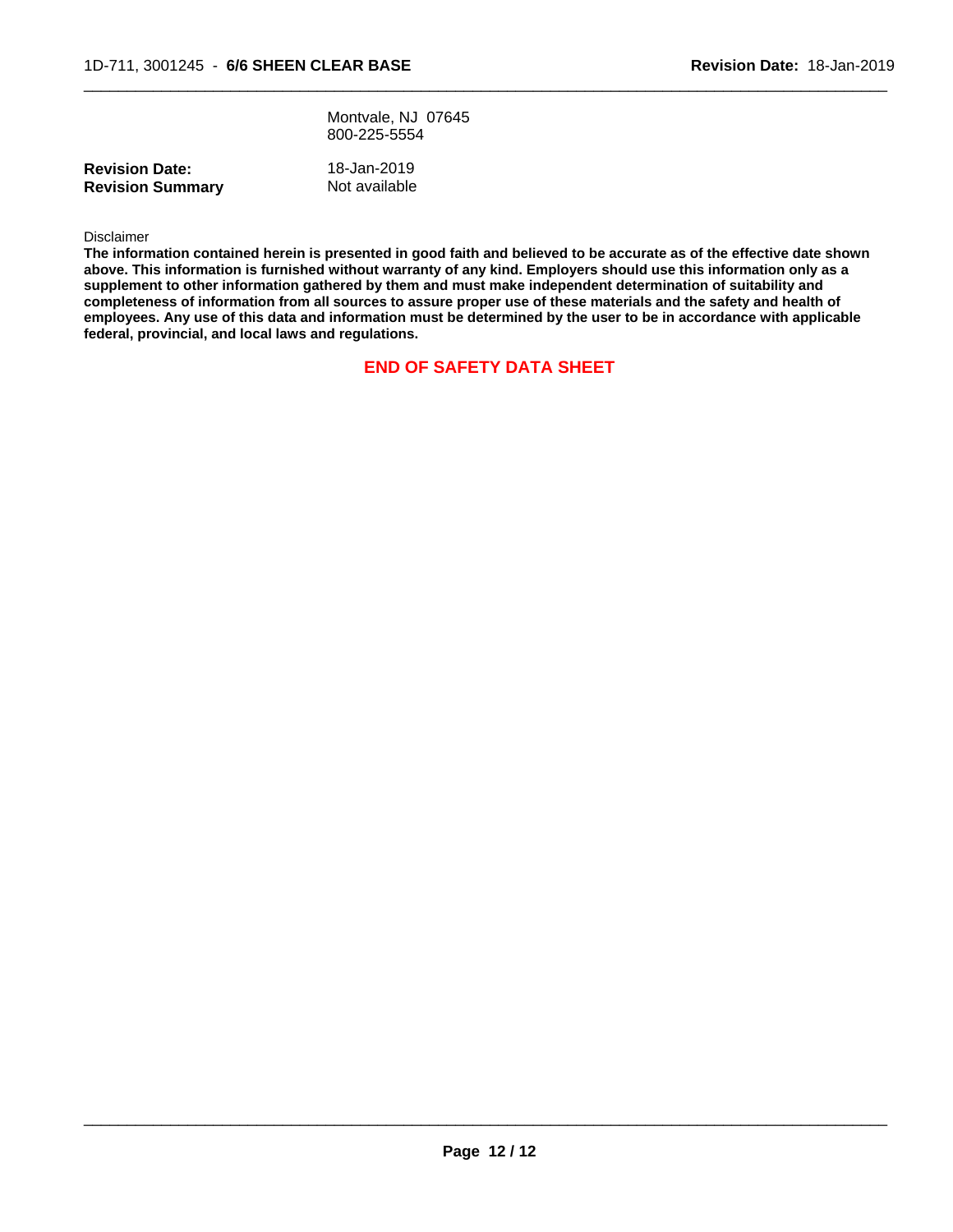Montvale, NJ 07645
800-225-5554

**Revision Date:** 18-Jan-2019
**Revision Summary** Not available

Disclaimer

**The information contained herein is presented in good faith and believed to be accurate as of the effective date shown above. This information is furnished without warranty of any kind. Employers should use this information only as a supplement to other information gathered by them and must make independent determination of suitability and completeness of information from all sources to assure proper use of these materials and the safety and health of employees. Any use of this data and information must be determined by the user to be in accordance with applicable federal, provincial, and local laws and regulations.**

**END OF SAFETY DATA SHEET**